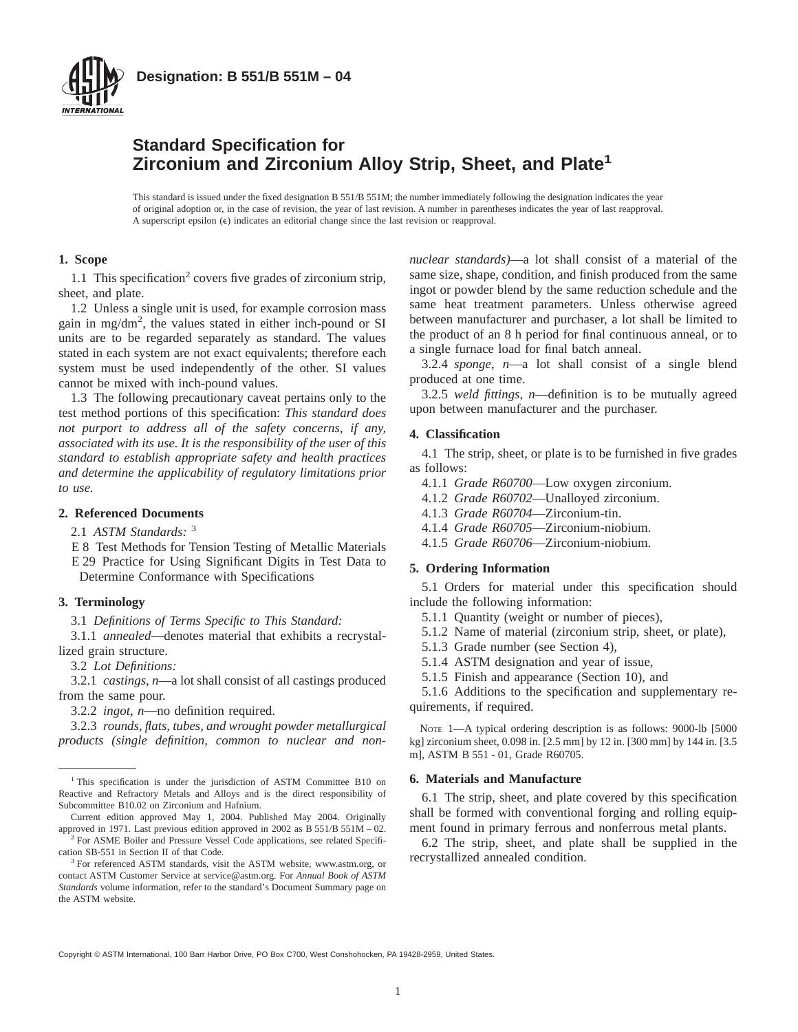**Designation: B 551/B 551M – 04**

# Standard Specification for Zirconium and Zirconium Alloy Strip, Sheet, and Plate[1]

This standard is issued under the fixed designation B 551/B 551M; the number immediately following the designation indicates the year of original adoption or, in the case of revision, the year of last revision. A number in parentheses indicates the year of last reapproval. A superscript epsilon (ε) indicates an editorial change since the last revision or reapproval.

## 1. Scope

1.1 This specification[2] covers five grades of zirconium strip, sheet, and plate.

1.2 Unless a single unit is used, for example corrosion mass gain in mg/dm$^2$, the values stated in either inch-pound or SI units are to be regarded separately as standard. The values stated in each system are not exact equivalents; therefore each system must be used independently of the other. SI values cannot be mixed with inch-pound values.

1.3 The following precautionary caveat pertains only to the test method portions of this specification: *This standard does not purport to address all of the safety concerns, if any, associated with its use. It is the responsibility of the user of this standard to establish appropriate safety and health practices and determine the applicability of regulatory limitations prior to use.*

## 2. Referenced Documents

2.1 *ASTM Standards:* [3]

E 8 Test Methods for Tension Testing of Metallic Materials

E 29 Practice for Using Significant Digits in Test Data to Determine Conformance with Specifications

## 3. Terminology

3.1 *Definitions of Terms Specific to This Standard:*

3.1.1 *annealed*—denotes material that exhibits a recrystallized grain structure.

3.2 *Lot Definitions:*

3.2.1 *castings*, *n*—a lot shall consist of all castings produced from the same pour.

3.2.2 *ingot*, *n*—no definition required.

3.2.3 *rounds, flats, tubes, and wrought powder metallurgical products (single definition, common to nuclear and non-nuclear standards)*—a lot shall consist of a material of the same size, shape, condition, and finish produced from the same ingot or powder blend by the same reduction schedule and the same heat treatment parameters. Unless otherwise agreed between manufacturer and purchaser, a lot shall be limited to the product of an 8 h period for final continuous anneal, or to a single furnace load for final batch anneal.

3.2.4 *sponge*, *n*—a lot shall consist of a single blend produced at one time.

3.2.5 *weld fittings*, *n*—definition is to be mutually agreed upon between manufacturer and the purchaser.

## 4. Classification

4.1 The strip, sheet, or plate is to be furnished in five grades as follows:

4.1.1 *Grade R60700*—Low oxygen zirconium.

4.1.2 *Grade R60702*—Unalloyed zirconium.

4.1.3 *Grade R60704*—Zirconium-tin.

4.1.4 *Grade R60705*—Zirconium-niobium.

4.1.5 *Grade R60706*—Zirconium-niobium.

## 5. Ordering Information

5.1 Orders for material under this specification should include the following information:

5.1.1 Quantity (weight or number of pieces),

5.1.2 Name of material (zirconium strip, sheet, or plate),

5.1.3 Grade number (see Section 4),

5.1.4 ASTM designation and year of issue,

5.1.5 Finish and appearance (Section 10), and

5.1.6 Additions to the specification and supplementary requirements, if required.

NOTE 1—A typical ordering description is as follows: 9000-lb [5000 kg] zirconium sheet, 0.098 in. [2.5 mm] by 12 in. [300 mm] by 144 in. [3.5 m], ASTM B 551 - 01, Grade R60705.

## 6. Materials and Manufacture

6.1 The strip, sheet, and plate covered by this specification shall be formed with conventional forging and rolling equipment found in primary ferrous and nonferrous metal plants.

6.2 The strip, sheet, and plate shall be supplied in the recrystallized annealed condition.

---

[1] This specification is under the jurisdiction of ASTM Committee B10 on Reactive and Refractory Metals and Alloys and is the direct responsibility of Subcommittee B10.02 on Zirconium and Hafnium.

Current edition approved May 1, 2004. Published May 2004. Originally approved in 1971. Last previous edition approved in 2002 as B 551/B 551M – 02.

[2] For ASME Boiler and Pressure Vessel Code applications, see related Specification SB-551 in Section II of that Code.

[3] For referenced ASTM standards, visit the ASTM website, www.astm.org, or contact ASTM Customer Service at service@astm.org. For *Annual Book of ASTM Standards* volume information, refer to the standard's Document Summary page on the ASTM website.

Copyright © ASTM International, 100 Barr Harbor Drive, PO Box C700, West Conshohocken, PA 19428-2959, United States.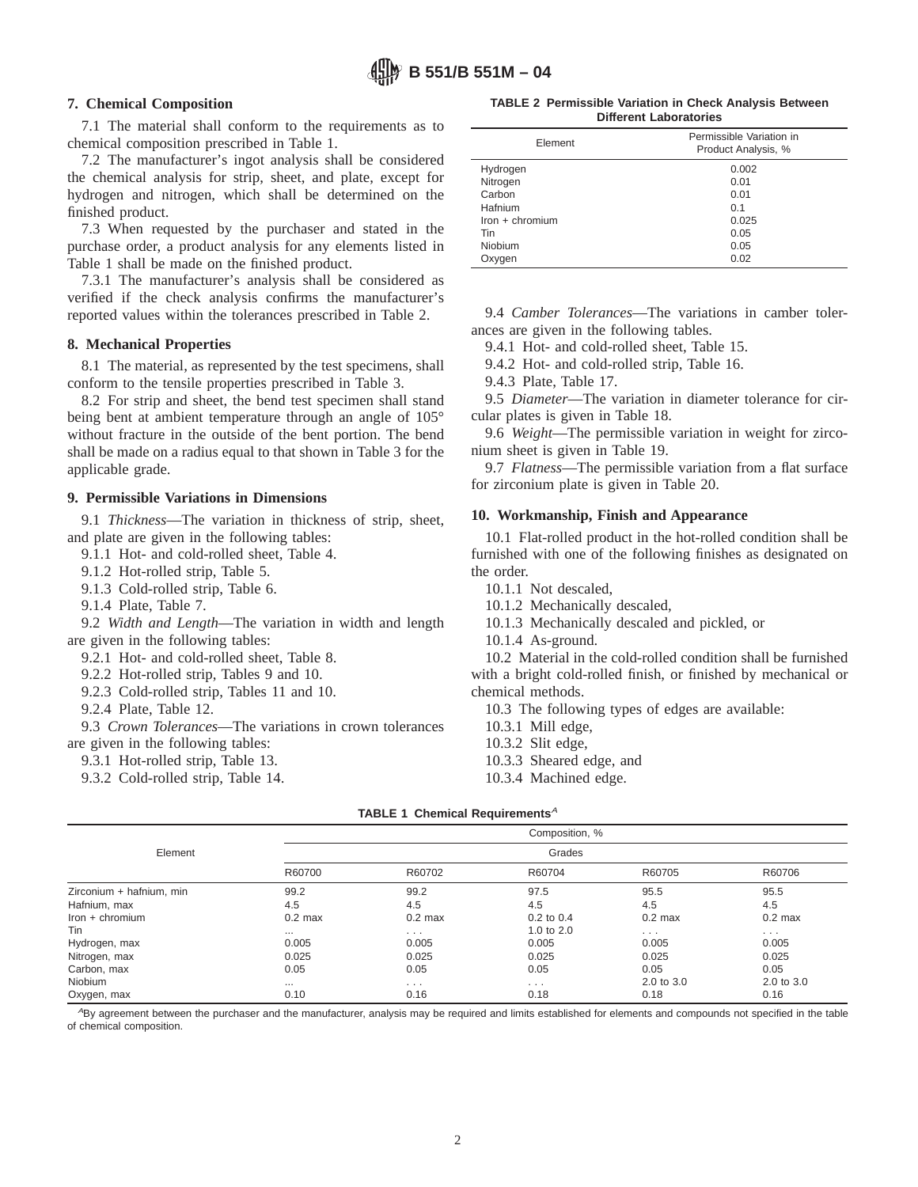## 7. Chemical Composition

7.1 The material shall conform to the requirements as to chemical composition prescribed in Table 1.

7.2 The manufacturer's ingot analysis shall be considered the chemical analysis for strip, sheet, and plate, except for hydrogen and nitrogen, which shall be determined on the finished product.

7.3 When requested by the purchaser and stated in the purchase order, a product analysis for any elements listed in Table 1 shall be made on the finished product.

7.3.1 The manufacturer's analysis shall be considered as verified if the check analysis confirms the manufacturer's reported values within the tolerances prescribed in Table 2.

## 8. Mechanical Properties

8.1 The material, as represented by the test specimens, shall conform to the tensile properties prescribed in Table 3.

8.2 For strip and sheet, the bend test specimen shall stand being bent at ambient temperature through an angle of 105° without fracture in the outside of the bent portion. The bend shall be made on a radius equal to that shown in Table 3 for the applicable grade.

## 9. Permissible Variations in Dimensions

9.1 *Thickness*—The variation in thickness of strip, sheet, and plate are given in the following tables:

9.1.1 Hot- and cold-rolled sheet, Table 4.

9.1.2 Hot-rolled strip, Table 5.

9.1.3 Cold-rolled strip, Table 6.

9.1.4 Plate, Table 7.

9.2 *Width and Length*—The variation in width and length are given in the following tables:

9.2.1 Hot- and cold-rolled sheet, Table 8.

9.2.2 Hot-rolled strip, Tables 9 and 10.

9.2.3 Cold-rolled strip, Tables 11 and 10.

9.2.4 Plate, Table 12.

9.3 *Crown Tolerances*—The variations in crown tolerances are given in the following tables:

9.3.1 Hot-rolled strip, Table 13.

9.3.2 Cold-rolled strip, Table 14.

**TABLE 2 Permissible Variation in Check Analysis Between Different Laboratories**

| Element | Permissible Variation in Product Analysis, % |
|---|---|
| Hydrogen | 0.002 |
| Nitrogen | 0.01 |
| Carbon | 0.01 |
| Hafnium | 0.1 |
| Iron + chromium | 0.025 |
| Tin | 0.05 |
| Niobium | 0.05 |
| Oxygen | 0.02 |

9.4 *Camber Tolerances*—The variations in camber tolerances are given in the following tables.

9.4.1 Hot- and cold-rolled sheet, Table 15.

9.4.2 Hot- and cold-rolled strip, Table 16.

9.4.3 Plate, Table 17.

9.5 *Diameter*—The variation in diameter tolerance for circular plates is given in Table 18.

9.6 *Weight*—The permissible variation in weight for zirconium sheet is given in Table 19.

9.7 *Flatness*—The permissible variation from a flat surface for zirconium plate is given in Table 20.

## 10. Workmanship, Finish and Appearance

10.1 Flat-rolled product in the hot-rolled condition shall be furnished with one of the following finishes as designated on the order.

10.1.1 Not descaled,

10.1.2 Mechanically descaled,

10.1.3 Mechanically descaled and pickled, or

10.1.4 As-ground.

10.2 Material in the cold-rolled condition shall be furnished with a bright cold-rolled finish, or finished by mechanical or chemical methods.

10.3 The following types of edges are available:

10.3.1 Mill edge,

10.3.2 Slit edge,

10.3.3 Sheared edge, and

10.3.4 Machined edge.

**TABLE 1 Chemical Requirements**[A]

| Element | Composition, % | | | | |
|---|---|---|---|---|---|
| | Grades | | | | |
| | R60700 | R60702 | R60704 | R60705 | R60706 |
| Zirconium + hafnium, min | 99.2 | 99.2 | 97.5 | 95.5 | 95.5 |
| Hafnium, max | 4.5 | 4.5 | 4.5 | 4.5 | 4.5 |
| Iron + chromium | 0.2 max | 0.2 max | 0.2 to 0.4 | 0.2 max | 0.2 max |
| Tin | ... | . . . | 1.0 to 2.0 | . . . | . . . |
| Hydrogen, max | 0.005 | 0.005 | 0.005 | 0.005 | 0.005 |
| Nitrogen, max | 0.025 | 0.025 | 0.025 | 0.025 | 0.025 |
| Carbon, max | 0.05 | 0.05 | 0.05 | 0.05 | 0.05 |
| Niobium | ... | . . . | . . . | 2.0 to 3.0 | 2.0 to 3.0 |
| Oxygen, max | 0.10 | 0.16 | 0.18 | 0.18 | 0.16 |

[A] By agreement between the purchaser and the manufacturer, analysis may be required and limits established for elements and compounds not specified in the table of chemical composition.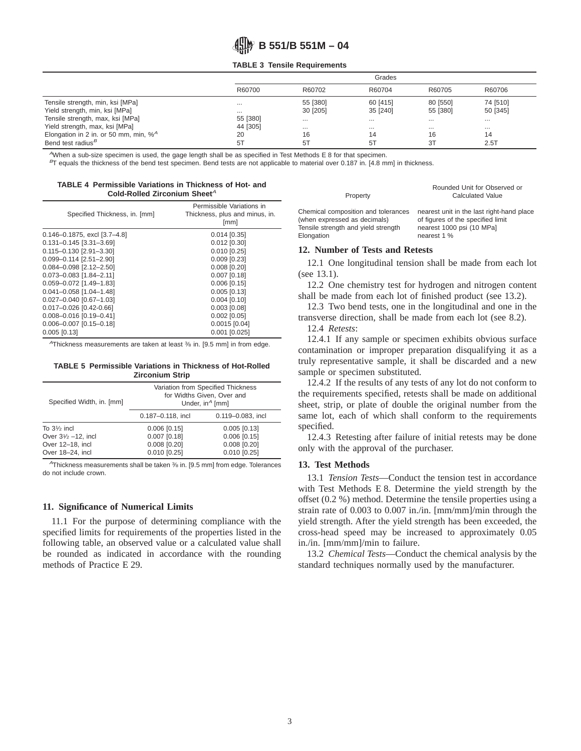**TABLE 3 Tensile Requirements**

| | Grades | | | | |
|---|---|---|---|---|---|
| | R60700 | R60702 | R60704 | R60705 | R60706 |
| Tensile strength, min, ksi [MPa] | ... | 55 [380] | 60 [415] | 80 [550] | 74 [510] |
| Yield strength, min, ksi [MPa] | ... | 30 [205] | 35 [240] | 55 [380] | 50 [345] |
| Tensile strength, max, ksi [MPa] | 55 [380] | ... | ... | ... | ... |
| Yield strength, max, ksi [MPa] | 44 [305] | ... | ... | ... | ... |
| Elongation in 2 in. or 50 mm, min, %[A] | 20 | 16 | 14 | 16 | 14 |
| Bend test radius[B] | 5T | 5T | 5T | 3T | 2.5T |

[A] When a sub-size specimen is used, the gage length shall be as specified in Test Methods E 8 for that specimen.
[B] T equals the thickness of the bend test specimen. Bend tests are not applicable to material over 0.187 in. [4.8 mm] in thickness.

**TABLE 4 Permissible Variations in Thickness of Hot- and Cold-Rolled Zirconium Sheet[A]**

| Specified Thickness, in. [mm] | Permissible Variations in Thickness, plus and minus, in. [mm] |
|---|---|
| 0.146–0.1875, excl [3.7–4.8] | 0.014 [0.35] |
| 0.131–0.145 [3.31–3.69] | 0.012 [0.30] |
| 0.115–0.130 [2.91–3.30] | 0.010 [0.25] |
| 0.099–0.114 [2.51–2.90] | 0.009 [0.23] |
| 0.084–0.098 [2.12–2.50] | 0.008 [0.20] |
| 0.073–0.083 [1.84–2.11] | 0.007 [0.18] |
| 0.059–0.072 [1.49–1.83] | 0.006 [0.15] |
| 0.041–0.058 [1.04–1.48] | 0.005 [0.13] |
| 0.027–0.040 [0.67–1.03] | 0.004 [0.10] |
| 0.017–0.026 [0.42-0.66] | 0.003 [0.08] |
| 0.008–0.016 [0.19–0.41] | 0.002 [0.05] |
| 0.006–0.007 [0.15–0.18] | 0.0015 [0.04] |
| 0.005 [0.13] | 0.001 [0.025] |

[A] Thickness measurements are taken at least ⅜ in. [9.5 mm] in from edge.

**TABLE 5 Permissible Variations in Thickness of Hot-Rolled Zirconium Strip**

| Specified Width, in. [mm] | Variation from Specified Thickness for Widths Given, Over and Under, in[A] [mm] | |
|---|---|---|
| | 0.187–0.118, incl | 0.119–0.083, incl |
| To 3½ incl | 0.006 [0.15] | 0.005 [0.13] |
| Over 3½ –12, incl | 0.007 [0.18] | 0.006 [0.15] |
| Over 12–18, incl | 0.008 [0.20] | 0.008 [0.20] |
| Over 18–24, incl | 0.010 [0.25] | 0.010 [0.25] |

[A] Thickness measurements shall be taken ⅜ in. [9.5 mm] from edge. Tolerances do not include crown.

## 11. Significance of Numerical Limits

11.1 For the purpose of determining compliance with the specified limits for requirements of the properties listed in the following table, an observed value or a calculated value shall be rounded as indicated in accordance with the rounding methods of Practice E 29.

| Property | Rounded Unit for Observed or Calculated Value |
|---|---|
| Chemical composition and tolerances (when expressed as decimals) | nearest unit in the last right-hand place of figures of the specified limit |
| Tensile strength and yield strength | nearest 1000 psi (10 MPa] |
| Elongation | nearest 1 % |

## 12. Number of Tests and Retests

12.1 One longitudinal tension shall be made from each lot (see 13.1).

12.2 One chemistry test for hydrogen and nitrogen content shall be made from each lot of finished product (see 13.2).

12.3 Two bend tests, one in the longitudinal and one in the transverse direction, shall be made from each lot (see 8.2).

12.4 *Retests*:

12.4.1 If any sample or specimen exhibits obvious surface contamination or improper preparation disqualifying it as a truly representative sample, it shall be discarded and a new sample or specimen substituted.

12.4.2 If the results of any tests of any lot do not conform to the requirements specified, retests shall be made on additional sheet, strip, or plate of double the original number from the same lot, each of which shall conform to the requirements specified.

12.4.3 Retesting after failure of initial retests may be done only with the approval of the purchaser.

## 13. Test Methods

13.1 *Tension Tests*—Conduct the tension test in accordance with Test Methods E 8. Determine the yield strength by the offset (0.2 %) method. Determine the tensile properties using a strain rate of 0.003 to 0.007 in./in. [mm/mm]/min through the yield strength. After the yield strength has been exceeded, the cross-head speed may be increased to approximately 0.05 in./in. [mm/mm]/min to failure.

13.2 *Chemical Tests*—Conduct the chemical analysis by the standard techniques normally used by the manufacturer.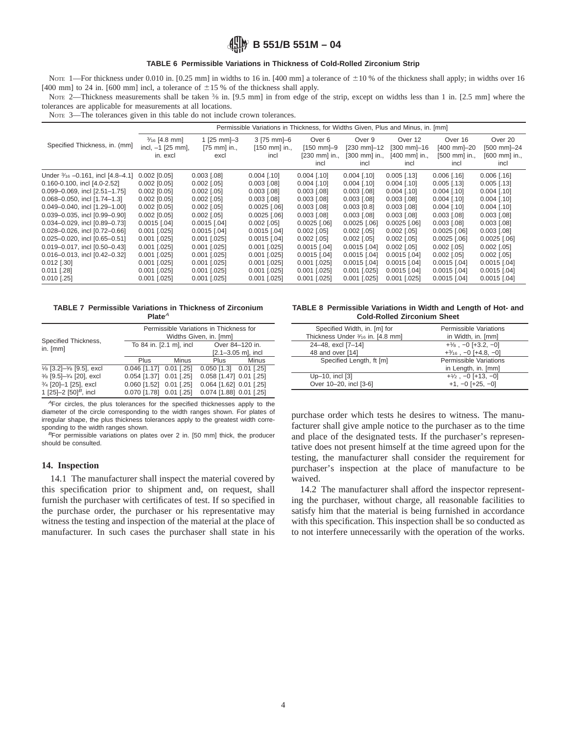**TABLE 6 Permissible Variations in Thickness of Cold-Rolled Zirconium Strip**

NOTE 1—For thickness under 0.010 in. [0.25 mm] in widths to 16 in. [400 mm] a tolerance of ±10 % of the thickness shall apply; in widths over 16 [400 mm] to 24 in. [600 mm] incl, a tolerance of ±15 % of the thickness shall apply.

NOTE 2—Thickness measurements shall be taken ⅜ in. [9.5 mm] in from edge of the strip, except on widths less than 1 in. [2.5 mm] where the tolerances are applicable for measurements at all locations.

NOTE 3—The tolerances given in this table do not include crown tolerances.

| Specified Thickness, in. [mm] | Permissible Variations in Thickness, for Widths Given, Plus and Minus, in. [mm] | | | | | | | |
|---|---|---|---|---|---|---|---|---|
| | 3⁄16 [4.8 mm] incl, –1 [25 mm], in. excl | 1 [25 mm]–3 [75 mm] in., excl | 3 [75 mm]–6 [150 mm] in., incl | Over 6 [150 mm]–9 [230 mm] in., incl | Over 9 [230 mm]–12 [300 mm] in., incl | Over 12 [300 mm]–16 [400 mm] in., incl | Over 16 [400 mm]–20 [500 mm] in., incl | Over 20 [500 mm]–24 [600 mm] in., incl |
| Under 3⁄16 –0.161, incl [4.8–4.1] | 0.002 [0.05] | 0.003 [.08] | 0.004 [.10] | 0.004 [.10] | 0.004 [.10] | 0.005 [.13] | 0.006 [.16] | 0.006 [.16] |
| 0.160-0.100, incl [4.0-2.52] | 0.002 [0.05] | 0.002 [.05] | 0.003 [.08] | 0.004 [.10] | 0.004 [.10] | 0.004 [.10] | 0.005 [.13] | 0.005 [.13] |
| 0.099–0.069, incl [2.51–1.75] | 0.002 [0.05] | 0.002 [.05] | 0.003 [.08] | 0.003 [.08] | 0.003 [.08] | 0.004 [.10] | 0.004 [.10] | 0.004 [.10] |
| 0.068–0.050, incl [1.74–1.3] | 0.002 [0.05] | 0.002 [.05] | 0.003 [.08] | 0.003 [.08] | 0.003 [.08] | 0.003 [.08] | 0.004 [.10] | 0.004 [.10] |
| 0.049–0.040, incl [1.29–1.00] | 0.002 [0.05] | 0.002 [.05] | 0.0025 [.06] | 0.003 [.08] | 0.003 [0.8] | 0.003 [.08] | 0.004 [.10] | 0.004 [.10] |
| 0.039–0.035, incl [0.99–0.90] | 0.002 [0.05] | 0.002 [.05] | 0.0025 [.06] | 0.003 [.08] | 0.003 [.08] | 0.003 [.08] | 0.003 [.08] | 0.003 [.08] |
| 0.034–0.029, incl [0.89–0.73] | 0.0015 [.04] | 0.0015 [.04] | 0.002 [.05] | 0.0025 [.06] | 0.0025 [.06] | 0.0025 [.06] | 0.003 [.08] | 0.003 [.08] |
| 0.028–0.026, incl [0.72–0.66] | 0.001 [.025] | 0.0015 [.04] | 0.0015 [.04] | 0.002 [.05] | 0.002 [.05] | 0.002 [.05] | 0.0025 [.06] | 0.003 [.08] |
| 0.025–0.020, incl [0.65–0.51] | 0.001 [.025] | 0.001 [.025] | 0.0015 [.04] | 0.002 [.05] | 0.002 [.05] | 0.002 [.05] | 0.0025 [.06] | 0.0025 [.06] |
| 0.019–0.017, incl [0.50–0.43] | 0.001 [.025] | 0.001 [.025] | 0.001 [.025] | 0.0015 [.04] | 0.0015 [.04] | 0.002 [.05] | 0.002 [.05] | 0.002 [.05] |
| 0.016–0.013, incl [0.42–0.32] | 0.001 [.025] | 0.001 [.025] | 0.001 [.025] | 0.0015 [.04] | 0.0015 [.04] | 0.0015 [.04] | 0.002 [.05] | 0.002 [.05] |
| 0.012 [.30] | 0.001 [.025] | 0.001 [.025] | 0.001 [.025] | 0.001 [.025] | 0.0015 [.04] | 0.0015 [.04] | 0.0015 [.04] | 0.0015 [.04] |
| 0.011 [.28] | 0.001 [.025] | 0.001 [.025] | 0.001 [.025] | 0.001 [.025] | 0.001 [.025] | 0.0015 [.04] | 0.0015 [.04] | 0.0015 [.04] |
| 0.010 [.25] | 0.001 [.025] | 0.001 [.025] | 0.001 [.025] | 0.001 [.025] | 0.001 [.025] | 0.001 [.025] | 0.0015 [.04] | 0.0015 [.04] |

**TABLE 7 Permissible Variations in Thickness of Zirconium Plate**[A]

| Specified Thickness, in. [mm] | Permissible Variations in Thickness for Widths Given, in. [mm] | | | |
|---|---|---|---|---|
| | To 84 in. [2.1 m], incl | | Over 84–120 in. [2.1–3.05 m], incl | |
| | Plus | Minus | Plus | Minus |
| ⅛ [3.2]–⅜ [9.5], excl | 0.046 [1.17] | 0.01 [.25] | 0.050 [1.3] | 0.01 [.25] |
| ⅜ [9.5]–¾ [20], excl | 0.054 [1.37] | 0.01 [.25] | 0.058 [1.47] | 0.01 [.25] |
| ¾ [20]–1 [25], excl | 0.060 [1.52] | 0.01 [.25] | 0.064 [1.62] | 0.01 [.25] |
| 1 [25]–2 [50][B], incl | 0.070 [1.78] | 0.01 [.25] | 0.074 [1.88] | 0.01 [.25] |

[A] For circles, the plus tolerances for the specified thicknesses apply to the diameter of the circle corresponding to the width ranges shown. For plates of irregular shape, the plus thickness tolerances apply to the greatest width corresponding to the width ranges shown.

[B] For permissible variations on plates over 2 in. [50 mm] thick, the producer should be consulted.

**TABLE 8 Permissible Variations in Width and Length of Hot- and Cold-Rolled Zirconium Sheet**

| Specified Width, in. [m] for Thickness Under 3⁄16 in. [4.8 mm] | Permissible Variations in Width, in. [mm] |
|---|---|
| 24–48, excl [7–14] | +⅛ , −0 [+3.2, −0] |
| 48 and over [14] | +3⁄16 , −0 [+4.8, −0] |
| **Specified Length, ft [m]** | **Permissible Variations in Length, in. [mm]** |
| Up–10, incl [3] | +½ , −0 [+13, −0] |
| Over 10–20, incl [3-6] | +1, −0 [+25, −0] |

## 14. Inspection

14.1 The manufacturer shall inspect the material covered by this specification prior to shipment and, on request, shall furnish the purchaser with certificates of test. If so specified in the purchase order, the purchaser or his representative may witness the testing and inspection of the material at the place of manufacturer. In such cases the purchaser shall state in his purchase order which tests he desires to witness. The manufacturer shall give ample notice to the purchaser as to the time and place of the designated tests. If the purchaser's representative does not present himself at the time agreed upon for the testing, the manufacturer shall consider the requirement for purchaser's inspection at the place of manufacture to be waived.

14.2 The manufacturer shall afford the inspector representing the purchaser, without charge, all reasonable facilities to satisfy him that the material is being furnished in accordance with this specification. This inspection shall be so conducted as to not interfere unnecessarily with the operation of the works.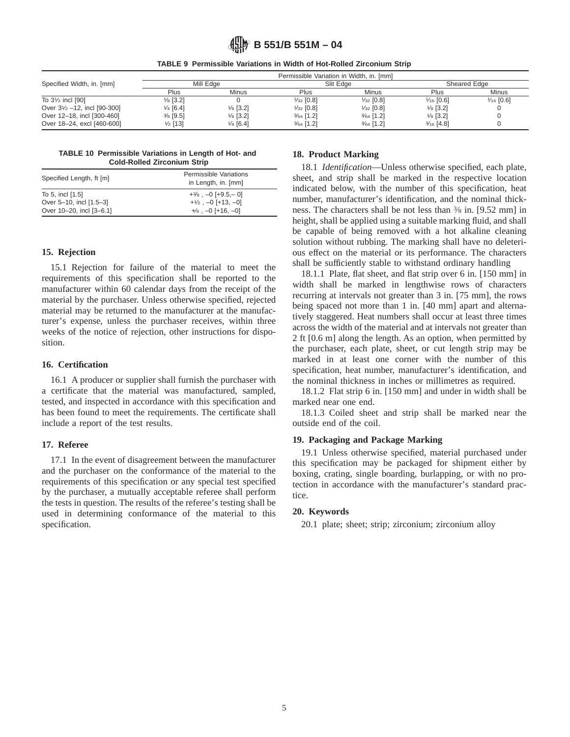**TABLE 9 Permissible Variations in Width of Hot-Rolled Zirconium Strip**

| Specified Width, in. [mm] | Permissible Variation in Width, in. [mm] | | | | | |
|---|---|---|---|---|---|---|
| | Mill Edge | | Slit Edge | | Sheared Edge | |
| | Plus | Minus | Plus | Minus | Plus | Minus |
| To 3½ incl [90] | ⅛ [3.2] | 0 | 1⁄32 [0.8] | 1⁄32 [0.8] | 1⁄16 [0.6] | 1⁄16 [0.6] |
| Over 3½ –12, incl [90-300] | ¼ [6.4] | ⅛ [3.2] | 1⁄32 [0.8] | 1⁄32 [0.8] | ⅛ [3.2] | 0 |
| Over 12–18, incl [300-460] | ⅜ [9.5] | ⅛ [3.2] | 3⁄64 [1.2] | 3⁄64 [1.2] | ⅛ [3.2] | 0 |
| Over 18–24, excl [460-600] | ½ [13] | ¼ [6.4] | 3⁄64 [1.2] | 3⁄64 [1.2] | 3⁄16 [4.8] | 0 |

**TABLE 10 Permissible Variations in Length of Hot- and Cold-Rolled Zirconium Strip**

| Specified Length, ft [m] | Permissible Variations in Length, in. [mm] |
|---|---|
| To 5, incl [1.5] | +⅜ , –0 [+9.5,– 0] |
| Over 5–10, incl [1.5–3] | +½ , –0 [+13, –0] |
| Over 10–20, incl [3–6.1] | +⅝ , –0 [+16, –0] |

## 15. Rejection

15.1 Rejection for failure of the material to meet the requirements of this specification shall be reported to the manufacturer within 60 calendar days from the receipt of the material by the purchaser. Unless otherwise specified, rejected material may be returned to the manufacturer at the manufacturer's expense, unless the purchaser receives, within three weeks of the notice of rejection, other instructions for disposition.

## 16. Certification

16.1 A producer or supplier shall furnish the purchaser with a certificate that the material was manufactured, sampled, tested, and inspected in accordance with this specification and has been found to meet the requirements. The certificate shall include a report of the test results.

## 17. Referee

17.1 In the event of disagreement between the manufacturer and the purchaser on the conformance of the material to the requirements of this specification or any special test specified by the purchaser, a mutually acceptable referee shall perform the tests in question. The results of the referee's testing shall be used in determining conformance of the material to this specification.

## 18. Product Marking

18.1 *Identification*—Unless otherwise specified, each plate, sheet, and strip shall be marked in the respective location indicated below, with the number of this specification, heat number, manufacturer's identification, and the nominal thickness. The characters shall be not less than ⅜ in. [9.52 mm] in height, shall be applied using a suitable marking fluid, and shall be capable of being removed with a hot alkaline cleaning solution without rubbing. The marking shall have no deleterious effect on the material or its performance. The characters shall be sufficiently stable to withstand ordinary handling

18.1.1 Plate, flat sheet, and flat strip over 6 in. [150 mm] in width shall be marked in lengthwise rows of characters recurring at intervals not greater than 3 in. [75 mm], the rows being spaced not more than 1 in. [40 mm] apart and alternatively staggered. Heat numbers shall occur at least three times across the width of the material and at intervals not greater than 2 ft [0.6 m] along the length. As an option, when permitted by the purchaser, each plate, sheet, or cut length strip may be marked in at least one corner with the number of this specification, heat number, manufacturer's identification, and the nominal thickness in inches or millimetres as required.

18.1.2 Flat strip 6 in. [150 mm] and under in width shall be marked near one end.

18.1.3 Coiled sheet and strip shall be marked near the outside end of the coil.

## 19. Packaging and Package Marking

19.1 Unless otherwise specified, material purchased under this specification may be packaged for shipment either by boxing, crating, single boarding, burlapping, or with no protection in accordance with the manufacturer's standard practice.

## 20. Keywords

20.1 plate; sheet; strip; zirconium; zirconium alloy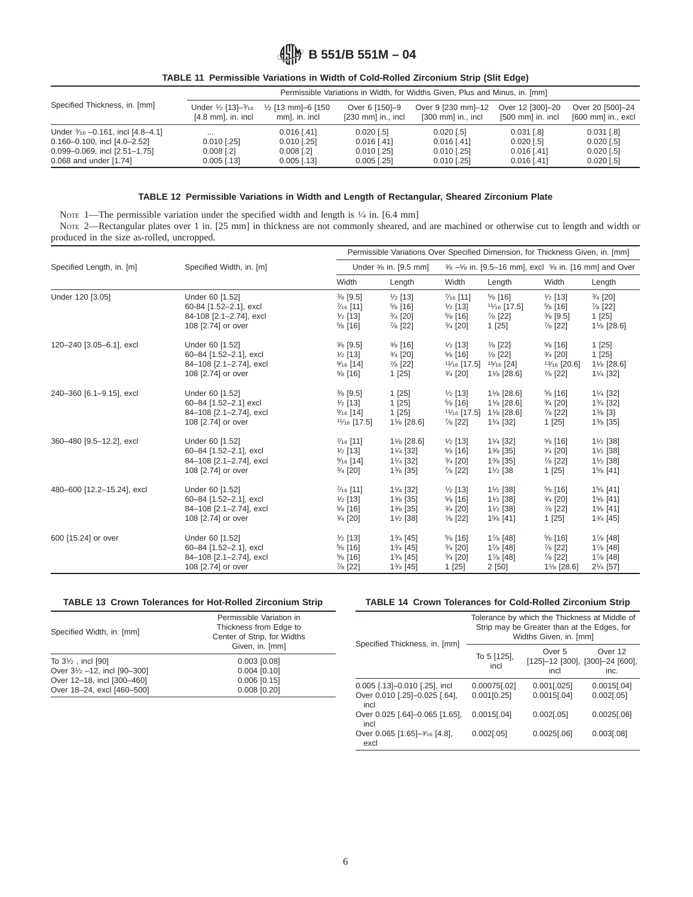**TABLE 11 Permissible Variations in Width of Cold-Rolled Zirconium Strip (Slit Edge)**

| Specified Thickness, in. [mm] | Permissible Variations in Width, for Widths Given, Plus and Minus, in. [mm] | | | | | |
|---|---|---|---|---|---|---|
| | Under ½ [13]–3⁄16 [4.8 mm], in. incl | ½ [13 mm]–6 [150 mm], in. incl | Over 6 [150]–9 [230 mm] in., incl | Over 9 [230 mm]–12 [300 mm] in., incl | Over 12 [300]–20 [500 mm] in. incl | Over 20 [500]–24 [600 mm] in., excl |
| Under 3⁄16 –0.161, incl [4.8–4.1] | ... | 0.016 [.41] | 0.020 [.5] | 0.020 [.5] | 0.031 [.8] | 0.031 [.8] |
| 0.160–0.100, incl [4.0–2.52] | 0.010 [.25] | 0.010 [.25] | 0.016 [.41] | 0.016 [.41] | 0.020 [.5] | 0.020 [.5] |
| 0.099–0.069, incl [2.51–1.75] | 0.008 [.2] | 0.008 [.2] | 0.010 [.25] | 0.010 [.25] | 0.016 [.41] | 0.020 [.5] |
| 0.068 and under [1.74] | 0.005 [.13] | 0.005 [.13] | 0.005 [.25] | 0.010 [.25] | 0.016 [.41] | 0.020 [.5] |

**TABLE 12 Permissible Variations in Width and Length of Rectangular, Sheared Zirconium Plate**

NOTE 1—The permissible variation under the specified width and length is ¼ in. [6.4 mm]

NOTE 2—Rectangular plates over 1 in. [25 mm] in thickness are not commonly sheared, and are machined or otherwise cut to length and width or produced in the size as-rolled, uncropped.

| Specified Length, in. [m] | Specified Width, in. [m] | Permissible Variations Over Specified Dimension, for Thickness Given, in. [mm] | | | | | |
|---|---|---|---|---|---|---|---|
| | | Under ⅜ in. [9.5 mm] | | ⅜ –⅝ in. [9.5–16 mm], excl | ⅝ in. [16 mm] and Over | | |
| | | Width | Length | Width | Length | Width | Length |
| Under 120 [3.05] | Under 60 [1.52] | ⅜ [9.5] | ½ [13] | 7⁄16 [11] | ⅝ [16] | ½ [13] | ¾ [20] |
| | 60-84 [1.52–2.1], excl | 7⁄16 [11] | ⅝ [16] | ½ [13] | 11⁄16 [17.5] | ⅝ [16] | ⅞ [22] |
| | 84-108 [2.1–2.74], excl | ½ [13] | ¾ [20] | ⅝ [16] | ⅞ [22] | ⅜ [9.5] | 1 [25] |
| | 108 [2.74] or over | ⅝ [16] | ⅞ [22] | ¾ [20] | 1 [25] | ⅞ [22] | 1⅛ [28.6] |
| 120–240 [3.05–6.1], excl | Under 60 [1.52] | ⅜ [9.5] | ⅜ [16] | ½ [13] | ⅞ [22] | ⅝ [16] | 1 [25] |
| | 60–84 [1.52–2.1], excl | ½ [13] | ¾ [20] | ⅝ [16] | ⅞ [22] | ¾ [20] | 1 [25] |
| | 84–108 [2.1–2.74], excl | 9⁄16 [14] | ⅞ [22] | 11⁄16 [17.5] | 15⁄16 [24] | 13⁄16 [20.6] | 1⅛ [28.6] |
| | 108 [2.74] or over | ⅝ [16] | 1 [25] | ¾ [20] | 1⅛ [28.6] | ⅞ [22] | 1¼ [32] |
| 240–360 [6.1–9.15], excl | Under 60 [1.52] | ⅜ [9.5] | 1 [25] | ½ [13] | 1⅛ [28.6] | ⅝ [16] | 1¼ [32] |
| | 60–84 [1.52–2.1] excl | ½ [13] | 1 [25] | ⅝ [16] | 1⅛ [28.6] | ¾ [20] | 1¾ [32] |
| | 84–108 [2.1–2.74], excl | 9⁄16 [14] | 1 [25] | 11⁄16 [17.5] | 1⅛ [28.6] | ⅞ [22] | 1⅜ [3] |
| | 108 [2.74] or over | 11⁄16 [17.5] | 1⅛ [28.6] | ⅞ [22] | 1¼ [32] | 1 [25] | 1⅜ [35] |
| 360–480 [9.5–12.2], excl | Under 60 [1.52] | 7⁄16 [11] | 1⅛ [28.6] | ½ [13] | 1¼ [32] | ⅝ [16] | 1½ [38] |
| | 60–84 [1.52–2.1], excl | ½ [13] | 1¼ [32] | ⅝ [16] | 1⅜ [35] | ¾ [20] | 1½ [38] |
| | 84–108 [2.1–2.74], excl | 9⁄16 [14] | 1¼ [32] | ¾ [20] | 1⅜ [35] | ⅞ [22] | 1½ [38] |
| | 108 [2.74] or over | ¾ [20] | 1⅜ [35] | ⅞ [22] | 1½ [38 | 1 [25] | 1⅝ [41] |
| 480–600 [12.2–15.24], excl | Under 60 [1.52] | 7⁄16 [11] | 1¼ [32] | ½ [13] | 1½ [38] | ⅝ [16] | 1⅝ [41] |
| | 60–84 [1.52–2.1], excl | ½ [13] | 1⅜ [35] | ⅝ [16] | 1½ [38] | ¾ [20] | 1⅝ [41] |
| | 84–108 [2.1–2.74], excl | ⅝ [16] | 1⅜ [35] | ¾ [20] | 1½ [38] | ⅞ [22] | 1⅝ [41] |
| | 108 [2.74] or over | ¾ [20] | 1½ [38] | ⅞ [22] | 1⅝ [41] | 1 [25] | 1¾ [45] |
| 600 [15.24] or over | Under 60 [1.52] | ½ [13] | 1¾ [45] | ⅝ [16] | 1⅞ [48] | ⅝ [16] | 1⅞ [48] |
| | 60–84 [1.52–2.1], excl | ⅝ [16] | 1¾ [45] | ¾ [20] | 1⅞ [48] | ⅞ [22] | 1⅞ [48] |
| | 84–108 [2.1–2.74], excl | ⅝ [16] | 1¾ [45] | ¾ [20] | 1⅞ [48] | ⅞ [22] | 1⅞ [48] |
| | 108 [2.74] or over | ⅞ [22] | 1¾ [45] | 1 [25] | 2 [50] | 1⅛ [28.6] | 2¼ [57] |

**TABLE 13 Crown Tolerances for Hot-Rolled Zirconium Strip**

| Specified Width, in. [mm] | Permissible Variation in Thickness from Edge to Center of Strip, for Widths Given, in. [mm] |
|---|---|
| To 3½ , incl [90] | 0.003 [0.08] |
| Over 3½ –12, incl [90–300] | 0.004 [0.10] |
| Over 12–18, incl [300–460] | 0.006 [0.15] |
| Over 18–24, excl [460–500] | 0.008 [0.20] |

**TABLE 14 Crown Tolerances for Cold-Rolled Zirconium Strip**

| Specified Thickness, in. [mm] | Tolerance by which the Thickness at Middle of Strip may be Greater than at the Edges, for Widths Given, in. [mm] | | |
|---|---|---|---|
| | To 5 [125], incl | Over 5 [125]–12 [300], incl | Over 12 [300]–24 [600], inc. |
| 0.005 [.13]–0.010 [.25], incl | 0.00075[.02] | 0.001[.025] | 0.0015[.04] |
| Over 0.010 [.25]–0.025 [.64], incl | 0.001[0.25] | 0.0015[.04] | 0.002[.05] |
| Over 0.025 [.64]–0.065 [1.65], incl | 0.0015[.04] | 0.002[.05] | 0.0025[.06] |
| Over 0.065 [1.65]–3⁄16 [4.8], excl | 0.002[.05] | 0.0025[.06] | 0.003[.08] |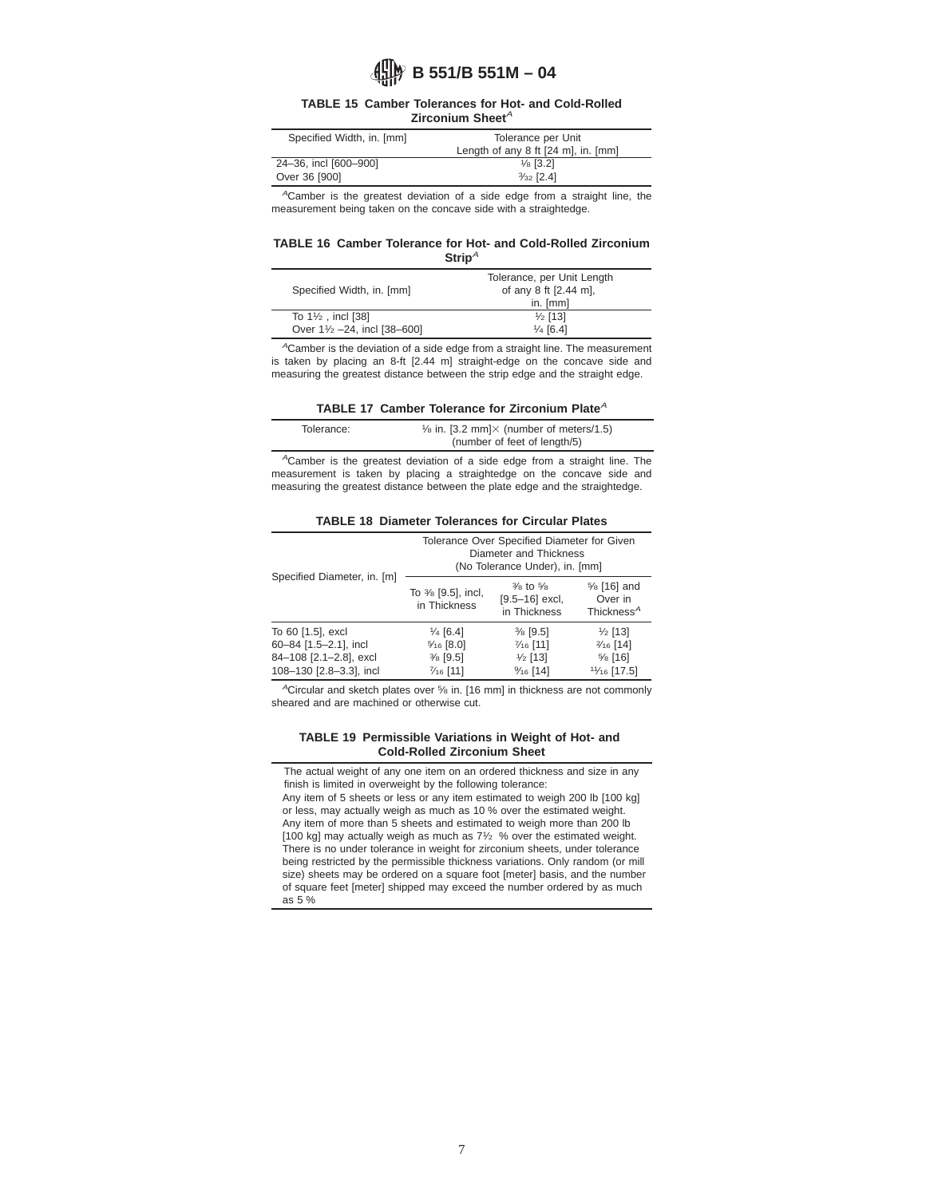**TABLE 15 Camber Tolerances for Hot- and Cold-Rolled Zirconium Sheet**[A]

| Specified Width, in. [mm] | Tolerance per Unit Length of any 8 ft [24 m], in. [mm] |
|---|---|
| 24–36, incl [600–900] | ⅛ [3.2] |
| Over 36 [900] | 3⁄32 [2.4] |

[A]Camber is the greatest deviation of a side edge from a straight line, the measurement being taken on the concave side with a straightedge.

**TABLE 16 Camber Tolerance for Hot- and Cold-Rolled Zirconium Strip**[A]

| Specified Width, in. [mm] | Tolerance, per Unit Length of any 8 ft [2.44 m], in. [mm] |
|---|---|
| To 1½ , incl [38] | ½ [13] |
| Over 1½ –24, incl [38–600] | ¼ [6.4] |

[A]Camber is the deviation of a side edge from a straight line. The measurement is taken by placing an 8-ft [2.44 m] straight-edge on the concave side and measuring the greatest distance between the strip edge and the straight edge.

**TABLE 17 Camber Tolerance for Zirconium Plate**[A]

| | |
|---|---|
| Tolerance: | ⅛ in. [3.2 mm]× (number of meters/1.5) (number of feet of length/5) |

[A]Camber is the greatest deviation of a side edge from a straight line. The measurement is taken by placing a straightedge on the concave side and measuring the greatest distance between the plate edge and the straightedge.

**TABLE 18 Diameter Tolerances for Circular Plates**

| Specified Diameter, in. [m] | Tolerance Over Specified Diameter for Given Diameter and Thickness (No Tolerance Under), in. [mm] | | |
|---|---|---|---|
| | To ⅜ [9.5], incl, in Thickness | ⅜ to ⅝ [9.5–16] excl, in Thickness | ⅝ [16] and Over in Thickness[A] |
| To 60 [1.5], excl | ¼ [6.4] | ⅜ [9.5] | ½ [13] |
| 60–84 [1.5–2.1], incl | 5⁄16 [8.0] | 7⁄16 [11] | 9⁄16 [14] |
| 84–108 [2.1–2.8], excl | ⅜ [9.5] | ½ [13] | ⅝ [16] |
| 108–130 [2.8–3.3], incl | 7⁄16 [11] | 9⁄16 [14] | 11⁄16 [17.5] |

[A]Circular and sketch plates over ⅝ in. [16 mm] in thickness are not commonly sheared and are machined or otherwise cut.

**TABLE 19 Permissible Variations in Weight of Hot- and Cold-Rolled Zirconium Sheet**

The actual weight of any one item on an ordered thickness and size in any finish is limited in overweight by the following tolerance:

Any item of 5 sheets or less or any item estimated to weigh 200 lb [100 kg] or less, may actually weigh as much as 10 % over the estimated weight.

Any item of more than 5 sheets and estimated to weigh more than 200 lb [100 kg] may actually weigh as much as 7½ % over the estimated weight.

There is no under tolerance in weight for zirconium sheets, under tolerance being restricted by the permissible thickness variations. Only random (or mill size) sheets may be ordered on a square foot [meter] basis, and the number of square feet [meter] shipped may exceed the number ordered by as much as 5 %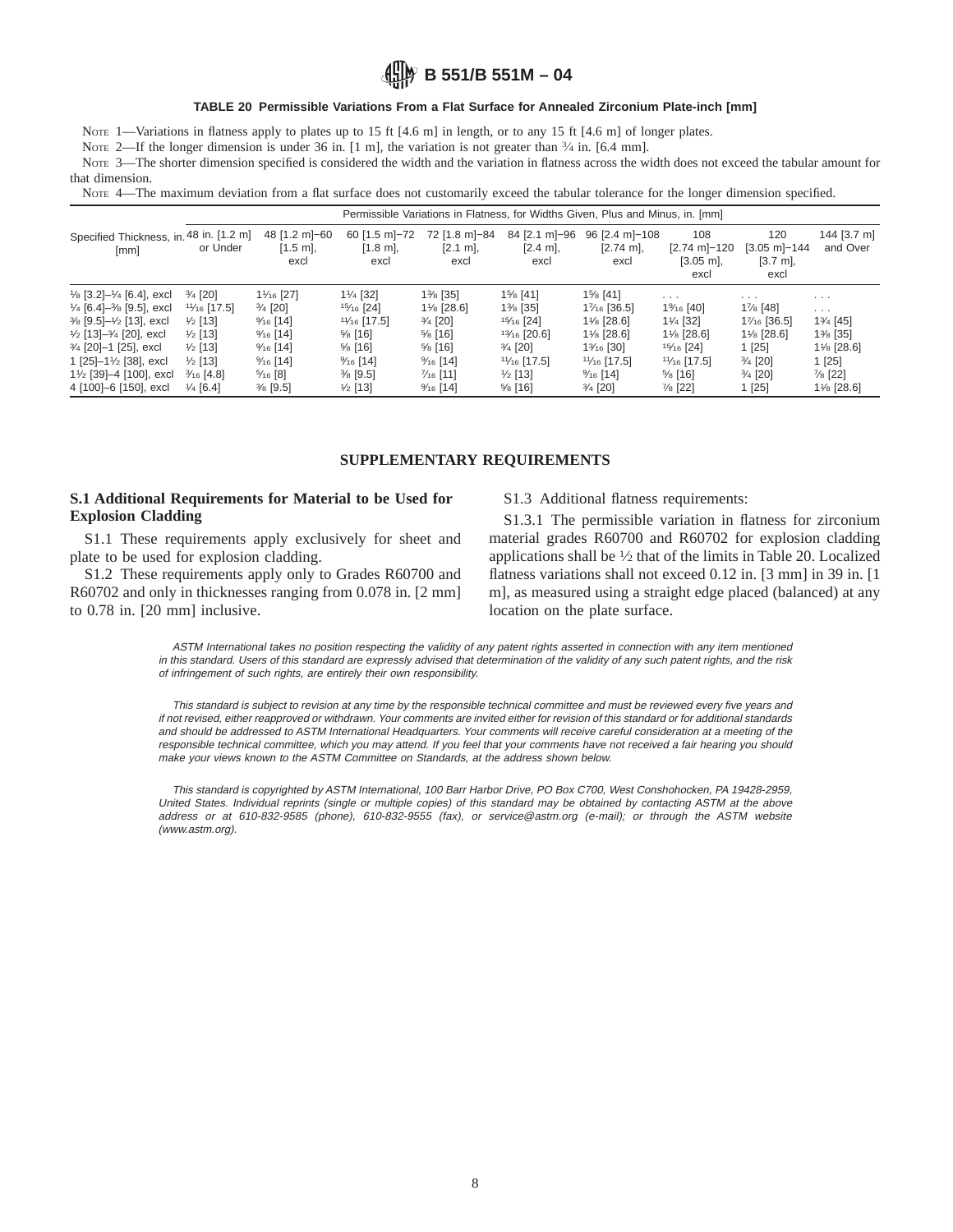**TABLE 20 Permissible Variations From a Flat Surface for Annealed Zirconium Plate-inch [mm]**

NOTE 1—Variations in flatness apply to plates up to 15 ft [4.6 m] in length, or to any 15 ft [4.6 m] of longer plates.

NOTE 2—If the longer dimension is under 36 in. [1 m], the variation is not greater than ¾ in. [6.4 mm].

NOTE 3—The shorter dimension specified is considered the width and the variation in flatness across the width does not exceed the tabular amount for that dimension.

NOTE 4—The maximum deviation from a flat surface does not customarily exceed the tabular tolerance for the longer dimension specified.

| Specified Thickness, in. [mm] | Permissible Variations in Flatness, for Widths Given, Plus and Minus, in. [mm] | | | | | | | | |
|---|---|---|---|---|---|---|---|---|---|
| | 48 in. [1.2 m] or Under | 48 [1.2 m]–60 [1.5 m], excl | 60 [1.5 m]–72 [1.8 m], excl | 72 [1.8 m]–84 [2.1 m], excl | 84 [2.1 m]–96 [2.4 m], excl | 96 [2.4 m]–108 [2.74 m], excl | 108 [2.74 m]–120 [3.05 m], excl | 120 [3.05 m]–144 [3.7 m], excl | 144 [3.7 m] and Over |
| ⅛ [3.2]–¼ [6.4], excl | ¾ [20] | 1¹⁄₁₆ [27] | 1¼ [32] | 1⅜ [35] | 1⅝ [41] | 1⅝ [41] | . . . | . . . | . . . |
| ¼ [6.4]–⅜ [9.5], excl | ¹¹⁄₁₆ [17.5] | ¾ [20] | ¹⁵⁄₁₆ [24] | 1⅛ [28.6] | 1⅜ [35] | 1⁷⁄₁₆ [36.5] | 1⁹⁄₁₆ [40] | 1⅞ [48] | . . . |
| ⅜ [9.5]–½ [13], excl | ½ [13] | ⁹⁄₁₆ [14] | ¹¹⁄₁₆ [17.5] | ¾ [20] | ¹⁵⁄₁₆ [24] | 1⅛ [28.6] | 1¼ [32] | 1⁷⁄₁₆ [36.5] | 1¾ [45] |
| ½ [13]–¾ [20], excl | ½ [13] | ⁹⁄₁₆ [14] | ⅝ [16] | ⅝ [16] | ¹³⁄₁₆ [20.6] | 1⅛ [28.6] | 1⅛ [28.6] | 1⅛ [28.6] | 1⅜ [35] |
| ¾ [20]–1 [25], excl | ½ [13] | ⁹⁄₁₆ [14] | ⅝ [16] | ⅝ [16] | ¾ [20] | 1³⁄₁₆ [30] | ¹⁵⁄₁₆ [24] | 1 [25] | 1⅛ [28.6] |
| 1 [25]–1½ [38], excl | ½ [13] | ⁹⁄₁₆ [14] | ⁹⁄₁₆ [14] | ⁹⁄₁₆ [14] | ¹¹⁄₁₆ [17.5] | ¹¹⁄₁₆ [17.5] | ¹¹⁄₁₆ [17.5] | ¾ [20] | 1 [25] |
| 1½ [39]–4 [100], excl | ³⁄₁₆ [4.8] | ⁵⁄₁₆ [8] | ⅜ [9.5] | ⁷⁄₁₆ [11] | ½ [13] | ⁹⁄₁₆ [14] | ⅝ [16] | ¾ [20] | ⅞ [22] |
| 4 [100]–6 [150], excl | ¼ [6.4] | ⅜ [9.5] | ½ [13] | ⁹⁄₁₆ [14] | ⅝ [16] | ¾ [20] | ⅞ [22] | 1 [25] | 1⅛ [28.6] |

## SUPPLEMENTARY REQUIREMENTS

### S.1 Additional Requirements for Material to be Used for Explosion Cladding

S1.1 These requirements apply exclusively for sheet and plate to be used for explosion cladding.

S1.2 These requirements apply only to Grades R60700 and R60702 and only in thicknesses ranging from 0.078 in. [2 mm] to 0.78 in. [20 mm] inclusive.

S1.3 Additional flatness requirements:

S1.3.1 The permissible variation in flatness for zirconium material grades R60700 and R60702 for explosion cladding applications shall be ½ that of the limits in Table 20. Localized flatness variations shall not exceed 0.12 in. [3 mm] in 39 in. [1 m], as measured using a straight edge placed (balanced) at any location on the plate surface.

*ASTM International takes no position respecting the validity of any patent rights asserted in connection with any item mentioned in this standard. Users of this standard are expressly advised that determination of the validity of any such patent rights, and the risk of infringement of such rights, are entirely their own responsibility.*

*This standard is subject to revision at any time by the responsible technical committee and must be reviewed every five years and if not revised, either reapproved or withdrawn. Your comments are invited either for revision of this standard or for additional standards and should be addressed to ASTM International Headquarters. Your comments will receive careful consideration at a meeting of the responsible technical committee, which you may attend. If you feel that your comments have not received a fair hearing you should make your views known to the ASTM Committee on Standards, at the address shown below.*

*This standard is copyrighted by ASTM International, 100 Barr Harbor Drive, PO Box C700, West Conshohocken, PA 19428-2959, United States. Individual reprints (single or multiple copies) of this standard may be obtained by contacting ASTM at the above address or at 610-832-9585 (phone), 610-832-9555 (fax), or service@astm.org (e-mail); or through the ASTM website (www.astm.org).*